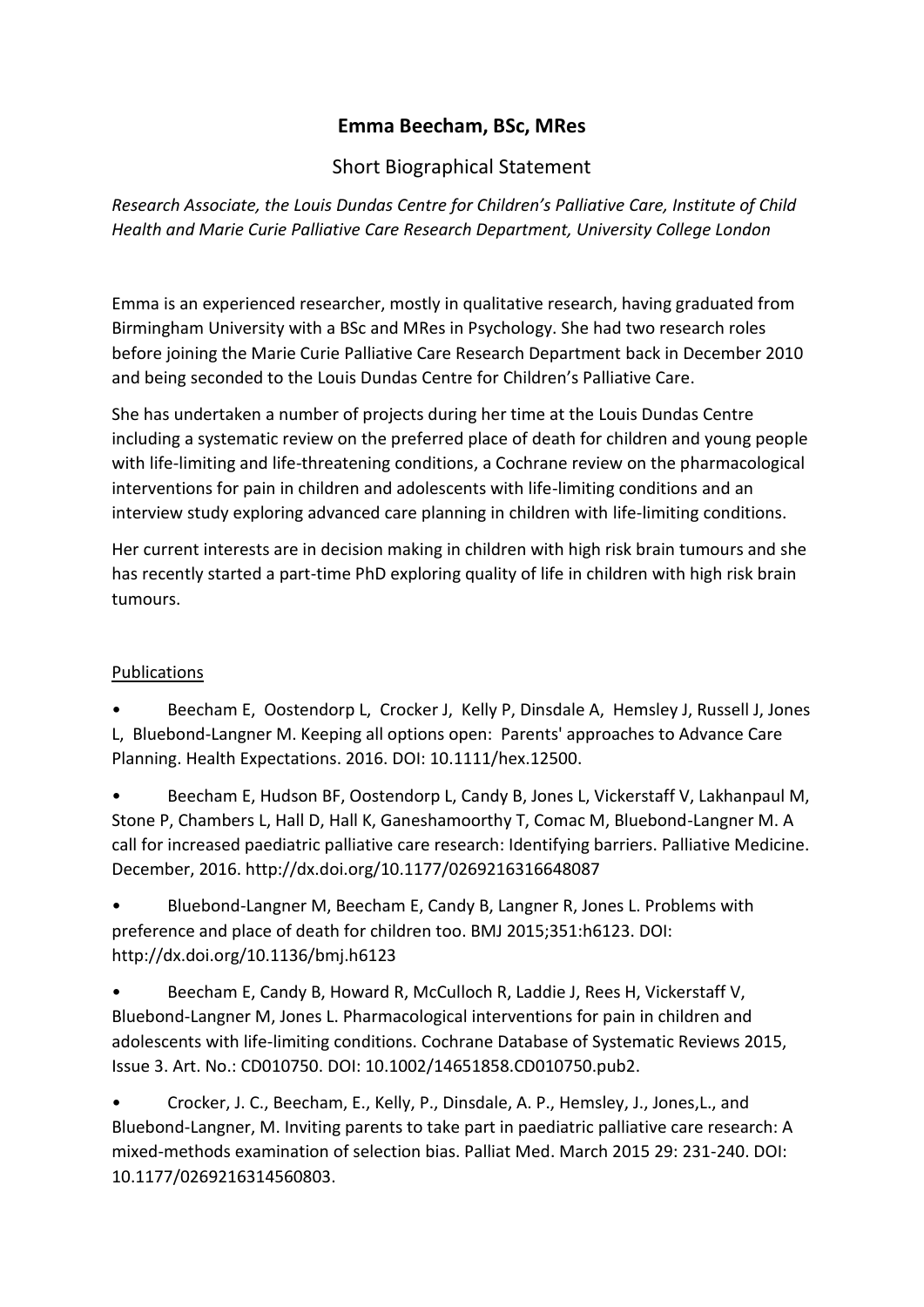# Emma Beecham, BSc, MRes

## Short Biographical Statement

*Research Associate, the Louis Dundas Centre for Children's Palliative Care, Institute of Child Health and Marie Curie Palliative Care Research Department, University College London*

Emma is an experienced researcher, mostly in qualitative research, having graduated from Birmingham University with a BSc and MRes in Psychology. She had two research roles before joining the Marie Curie Palliative Care Research Department back in December 2010 and being seconded to the Louis Dundas Centre for Children's Palliative Care.

She has undertaken a number of projects during her time at the Louis Dundas Centre including a systematic review on the preferred place of death for children and young people with life-limiting and life-threatening conditions, a Cochrane review on the pharmacological interventions for pain in children and adolescents with life-limiting conditions and an interview study exploring advanced care planning in children with life-limiting conditions.

Her current interests are in decision making in children with high risk brain tumours and she has recently started a part-time PhD exploring quality of life in children with high risk brain tumours.

<u>Publications</u>

- Beecham E, Oostendorp L, Crocker J, Kelly P, Dinsdale A, Hemsley J, Russell J, Jones L, Bluebond-Langner M. Keeping all options open: Parents' approaches to Advance Care Planning. Health Expectations. 2016. DOI: 10.1111/hex.12500.
- Beecham E, Hudson BF, Oostendorp L, Candy B, Jones L, Vickerstaff V, Lakhanpaul M, Stone P, Chambers L, Hall D, Hall K, Ganeshamoorthy T, Comac M, Bluebond-Langner M. A call for increased paediatric palliative care research: Identifying barriers. Palliative Medicine. December, 2016. http://dx.doi.org/10.1177/0269216316648087
- Bluebond-Langner M, Beecham E, Candy B, Langner R, Jones L. Problems with preference and place of death for children too. BMJ 2015;351:h6123. DOI: http://dx.doi.org/10.1136/bmj.h6123
- Beecham E, Candy B, Howard R, McCulloch R, Laddie J, Rees H, Vickerstaff V, Bluebond-Langner M, Jones L. Pharmacological interventions for pain in children and adolescents with life-limiting conditions. Cochrane Database of Systematic Reviews 2015, Issue 3. Art. No.: CD010750. DOI: 10.1002/14651858.CD010750.pub2.
- Crocker, J. C., Beecham, E., Kelly, P., Dinsdale, A. P., Hemsley, J., Jones,L., and Bluebond-Langner, M. Inviting parents to take part in paediatric palliative care research: A mixed-methods examination of selection bias. Palliat Med. March 2015 29: 231-240. DOI: 10.1177/0269216314560803.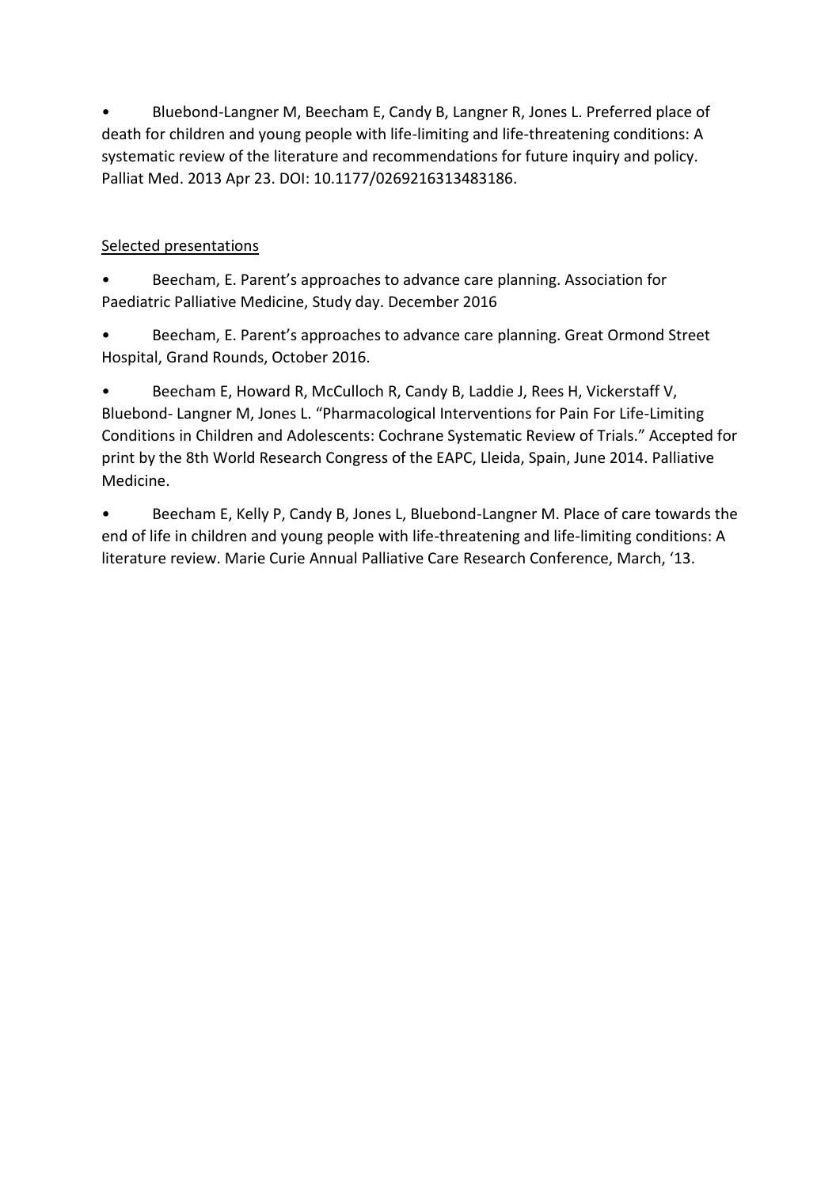- Bluebond-Langner M, Beecham E, Candy B, Langner R, Jones L. Preferred place of death for children and young people with life-limiting and life-threatening conditions: A systematic review of the literature and recommendations for future inquiry and policy. Palliat Med. 2013 Apr 23. DOI: 10.1177/0269216313483186.

<u>Selected presentations</u>

- Beecham, E. Parent's approaches to advance care planning. Association for Paediatric Palliative Medicine, Study day. December 2016
- Beecham, E. Parent's approaches to advance care planning. Great Ormond Street Hospital, Grand Rounds, October 2016.
- Beecham E, Howard R, McCulloch R, Candy B, Laddie J, Rees H, Vickerstaff V, Bluebond- Langner M, Jones L. "Pharmacological Interventions for Pain For Life-Limiting Conditions in Children and Adolescents: Cochrane Systematic Review of Trials." Accepted for print by the 8th World Research Congress of the EAPC, Lleida, Spain, June 2014. Palliative Medicine.
- Beecham E, Kelly P, Candy B, Jones L, Bluebond-Langner M. Place of care towards the end of life in children and young people with life-threatening and life-limiting conditions: A literature review. Marie Curie Annual Palliative Care Research Conference, March, '13.